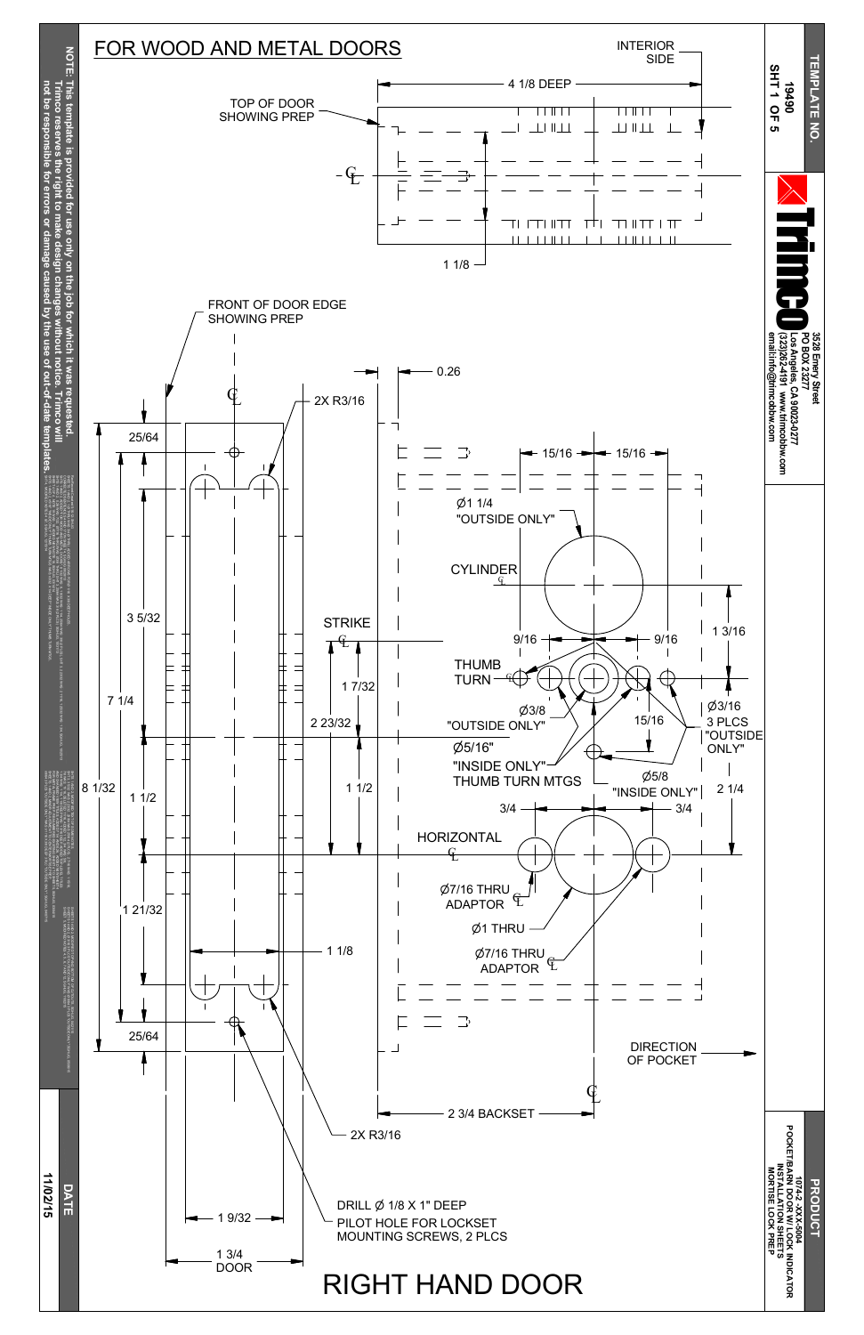# FOR WOOD AND METAL DOORS

**TEMPLATE NO.** 19490 SHT 1 OF 5

**Trimco**
3528 Emery Street
PO BOX 23277
Los Angeles, CA 90023-0277
(323)262-4191 www.trimcobbw.com
email:info@trimcobbw.com

**NOTE:** This template is provided for use only on the job for which it was requested. Trimco reserves the right to make design changes without notice. Trimco will not be responsible for errors or damage caused by the use of out-of-date templates.

INTERIOR SIDE

TOP OF DOOR SHOWING PREP

4 1/8 DEEP

1 1/8

FRONT OF DOOR EDGE SHOWING PREP

0.26

2X R3/16

15/16 — 15/16

Ø1 1/4 "OUTSIDE ONLY"

CYLINDER ℄

STRIKE ℄

9/16 — 9/16

1 3/16

THUMB TURN ℄

Ø3/8 "OUTSIDE ONLY"

Ø3/16 3 PLCS "OUTSIDE ONLY"

15/16

Ø5/16" "INSIDE ONLY" THUMB TURN MTGS

Ø5/8 "INSIDE ONLY"

2 1/4

3/4 — 3/4

HORIZONTAL ℄

Ø7/16 THRU ADAPTOR ℄

Ø1 THRU

Ø7/16 THRU ADAPTOR ℄

25/64

3 5/32

7 1/4

8 1/32

1 1/2

1 21/32

25/64

1 7/32

2 23/32

1 1/2

1 1/8

DIRECTION OF POCKET

2 3/4 BACKSET

2X R3/16

DRILL Ø 1/8 X 1" DEEP PILOT HOLE FOR LOCKSET MOUNTING SCREWS, 2 PLCS

1 9/32

1 3/4 DOOR

# RIGHT HAND DOOR

**PRODUCT**
1074-2 -XXX-5004
POCKET/BARN DOOR W/ LOCK INDICATOR
INSTALLATION SHEETS
MORTISE LOCK PREP

**DATE** 11/02/15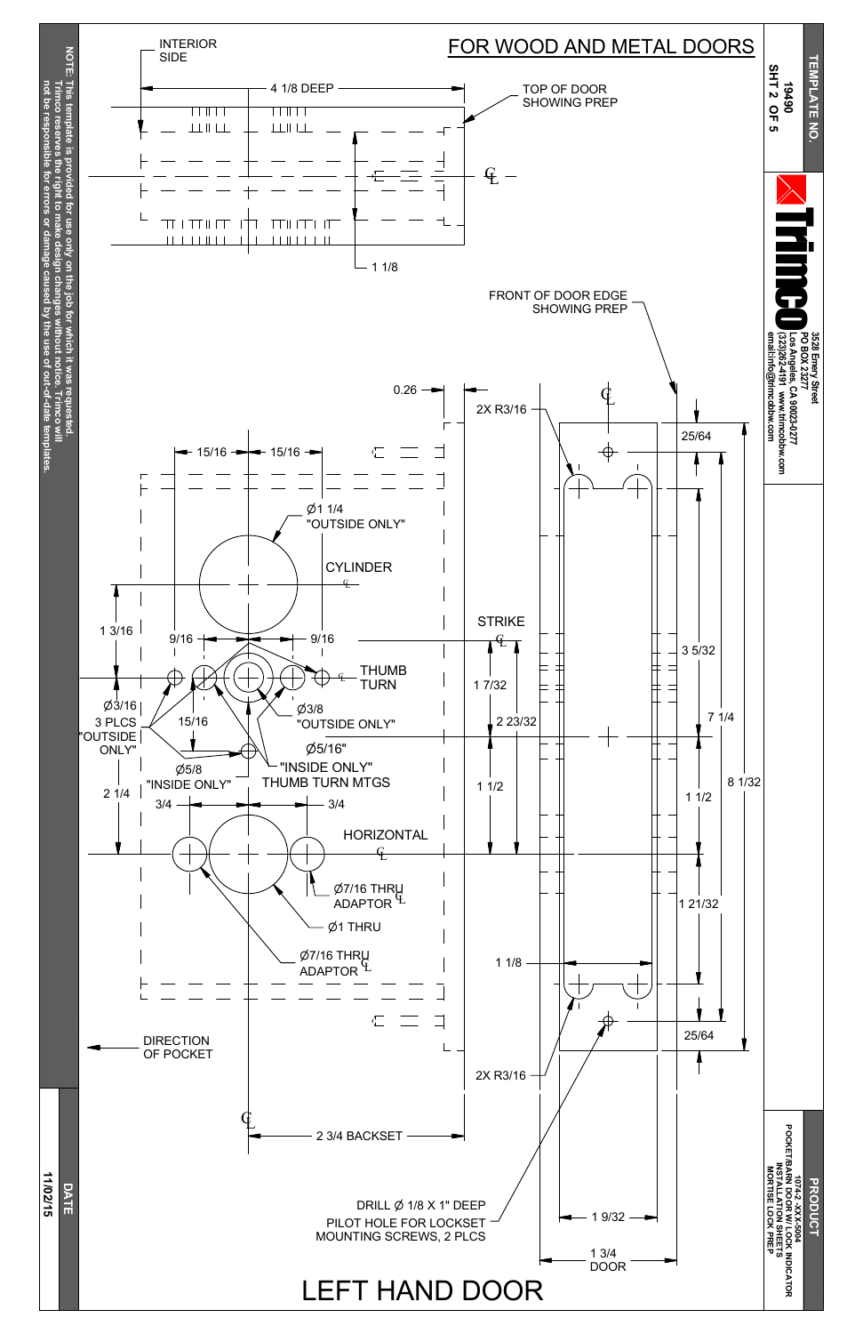# FOR WOOD AND METAL DOORS

INTERIOR SIDE

4 1/8 DEEP

TOP OF DOOR SHOWING PREP

1 1/8

FRONT OF DOOR EDGE SHOWING PREP

0.26

2X R3/16

15/16 15/16

25/64

Ø1 1/4 "OUTSIDE ONLY"

CYLINDER ℄

STRIKE ℄

1 3/16

9/16 9/16

THUMB TURN ℄

3 5/32

Ø3/16 3 PLCS "OUTSIDE ONLY"

15/16

Ø3/8 "OUTSIDE ONLY"

1 7/32

2 23/32

7 1/4

Ø5/16" "INSIDE ONLY" THUMB TURN MTGS

Ø5/8 "INSIDE ONLY"

2 1/4

3/4 3/4

1 1/2

1 1/2

8 1/32

HORIZONTAL ℄

Ø7/16 THRU ADAPTOR ℄

1 21/32

Ø1 THRU

Ø7/16 THRU ADAPTOR ℄

1 1/8

25/64

DIRECTION OF POCKET

2X R3/16

℄

2 3/4 BACKSET

DRILL Ø 1/8 X 1" DEEP PILOT HOLE FOR LOCKSET MOUNTING SCREWS, 2 PLCS

1 9/32

1 3/4 DOOR

# LEFT HAND DOOR

NOTE: This template is provided for use only on the job for which it was requested. Trimco reserves the right to make design changes without notice. Trimco will not be responsible for errors or damage caused by the use of out-of-date templates.

DATE: 11/02/15

TEMPLATE NO. 19490 SHT 2 OF 5

Trimco
3528 Emery Street
PO BOX 23277
Los Angeles, CA 90023-0277
(323)262-4191 www.trimcobbw.com
email:info@trimcobbw.com

PRODUCT
1074-2 -XXX-5004
POCKET/BARN DOOR W/ LOCK INDICATOR
INSTALLATION SHEETS
MORTISE LOCK PREP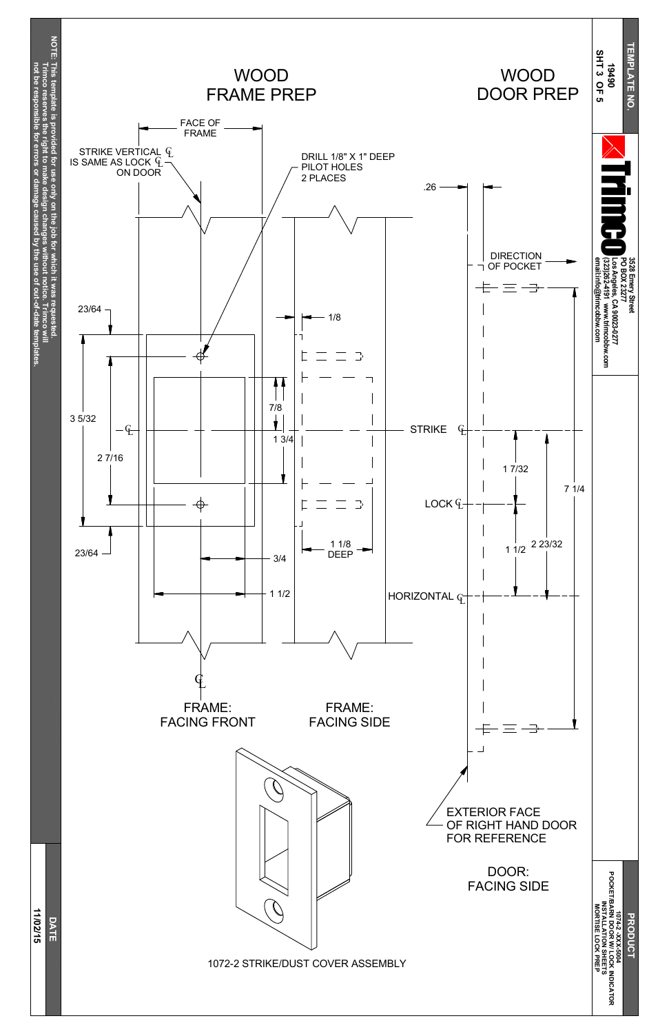**TEMPLATE NO.** 19490 SHT 3 OF 5

**Trimco**
3528 Emery Street
PO BOX 23277
Los Angeles, CA 90023-0277
(323)262-4191 www.trimcobbw.com
email:info@trimcobbw.com

# WOOD FRAME PREP

FACE OF FRAME

STRIKE VERTICAL ℄ IS SAME AS LOCK ℄ ON DOOR

DRILL 1/8" X 1" DEEP PILOT HOLES 2 PLACES

23/64

3 5/32

2 7/16

23/64

7/8

1 3/4

3/4

1 1/2

1/8

1 1/8 DEEP

FRAME: FACING FRONT

FRAME: FACING SIDE

1072-2 STRIKE/DUST COVER ASSEMBLY

# WOOD DOOR PREP

.26

DIRECTION OF POCKET

STRIKE ℄

LOCK ℄

HORIZONTAL ℄

1 7/32

1 1/2

2 23/32

7 1/4

EXTERIOR FACE OF RIGHT HAND DOOR FOR REFERENCE

DOOR: FACING SIDE

**NOTE:** This template is provided for use only on the job for which it was requested. Trimco reserves the right to make design changes without notice. Trimco will not be responsible for errors or damage caused by the use of out-of-date templates.

**DATE** 11/02/15

**PRODUCT** 1074-2 -XXX-5004 POCKET/BARN DOOR W/ LOCK INDICATOR INSTALLATION SHEETS MORTISE LOCK PREP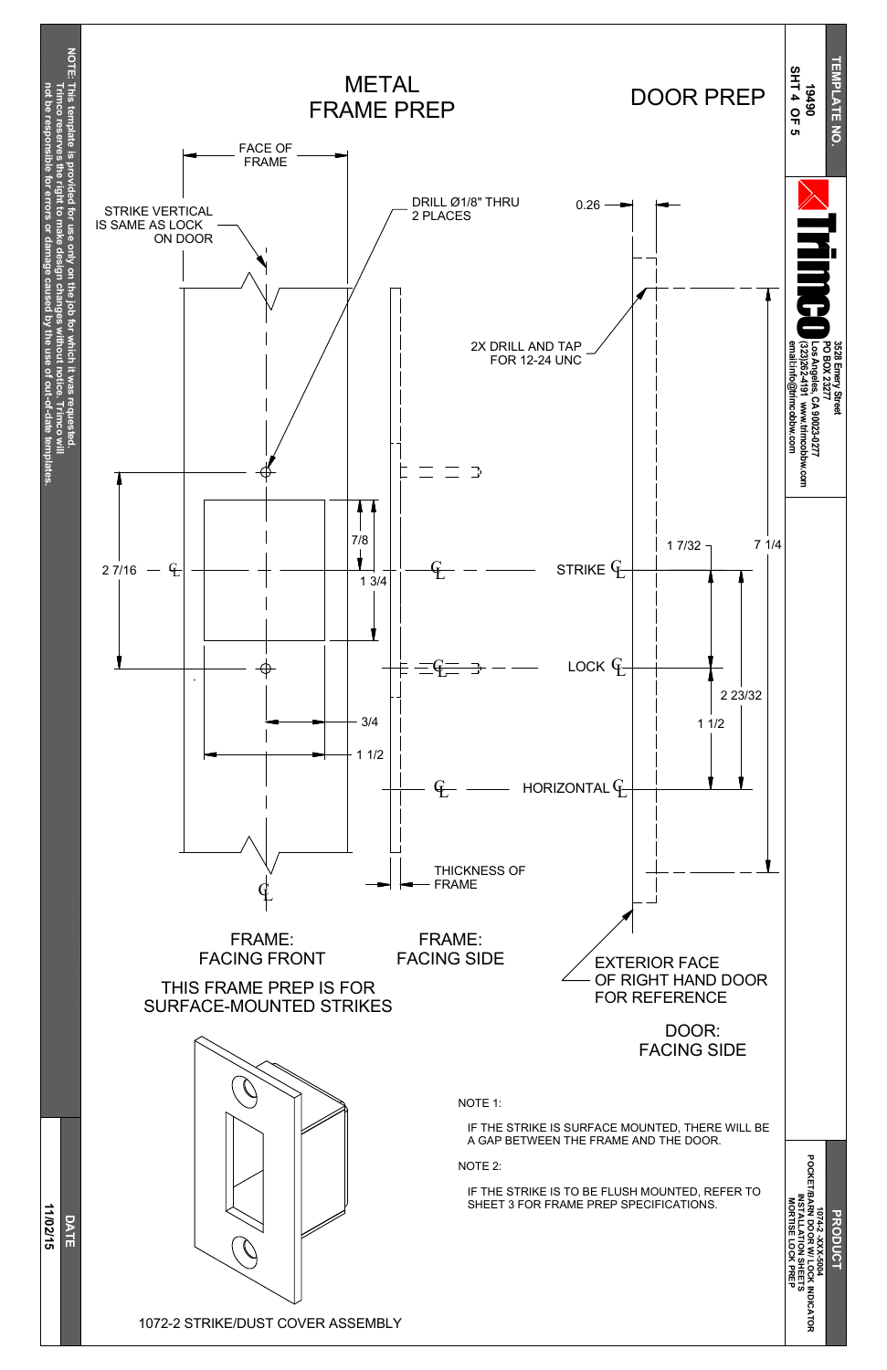# METAL FRAME PREP

# DOOR PREP

FACE OF FRAME

STRIKE VERTICAL IS SAME AS LOCK ON DOOR

DRILL Ø1/8" THRU 2 PLACES

0.26

2X DRILL AND TAP FOR 12-24 UNC

7/8

1 3/4

2 7/16

STRIKE ℄

LOCK ℄

HORIZONTAL ℄

1 7/32

7 1/4

2 23/32

1 1/2

3/4

1 1/2

THICKNESS OF FRAME

FRAME: FACING FRONT

FRAME: FACING SIDE

EXTERIOR FACE OF RIGHT HAND DOOR FOR REFERENCE

DOOR: FACING SIDE

THIS FRAME PREP IS FOR SURFACE-MOUNTED STRIKES

NOTE 1:

IF THE STRIKE IS SURFACE MOUNTED, THERE WILL BE A GAP BETWEEN THE FRAME AND THE DOOR.

NOTE 2:

IF THE STRIKE IS TO BE FLUSH MOUNTED, REFER TO SHEET 3 FOR FRAME PREP SPECIFICATIONS.

1072-2 STRIKE/DUST COVER ASSEMBLY

NOTE: This template is provided for use only on the job for which it was requested. Trimco reserves the right to make design changes without notice. Trimco will not be responsible for errors or damage caused by the use of out-of-date templates.

DATE 11/02/15

TEMPLATE NO. 19490

Trimco
3528 Emery Street
PO BOX 23277
Los Angeles, CA 90023-0277
(323)262-4191 www.trimcobbw.com
email:info@trimcobbw.com

PRODUCT
1074-2 -XXX-5004
POCKET/BARN DOOR W/ LOCK INDICATOR
INSTALLATION SHEETS
MORTISE LOCK PREP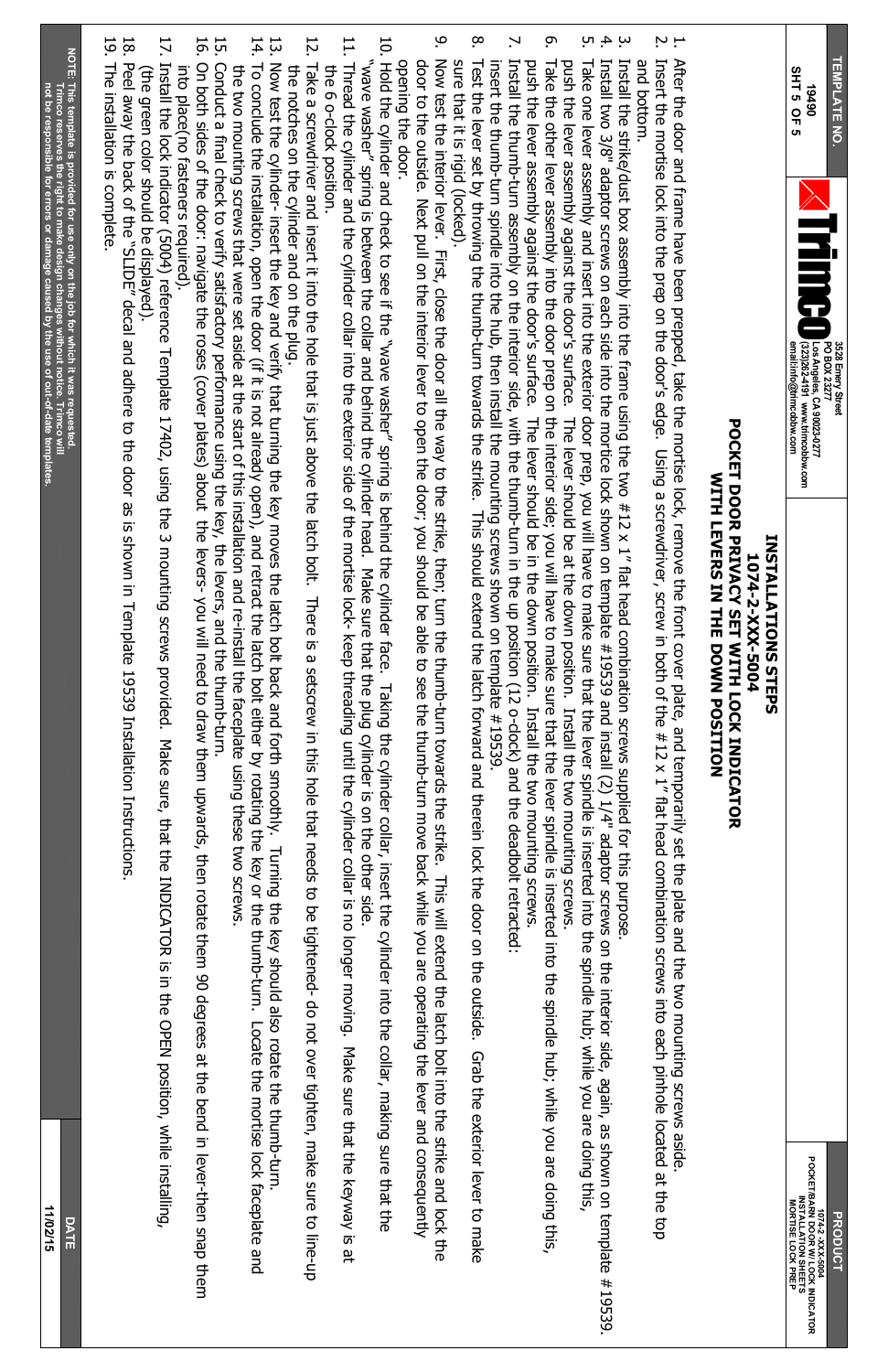TEMPLATE NO. 19490 SHT 5 OF 5

Trimco
3528 Emery Street
PO BOX 23277
Los Angeles, CA 90023-0277
(323)262-4191 www.trimcobbw.com
email:info@trimcobbw.com

# INSTALLATIONS STEPS
## 1074-2-XXX-5004
## POCKET DOOR PRIVACY SET WITH LOCK INDICATOR
## WITH LEVERS IN THE DOWN POSITION

1. After the door and frame have been prepped, take the mortise lock, remove the front cover plate, and temporarily set the plate and the two mounting screws aside.
2. Insert the mortise lock into the prep on the door's edge. Using a screwdriver, screw in both of the #12 x 1" flat head combination screws into each pinhole located at the top and bottom.
3. Install the strike/dust box assembly into the frame using the two #12 x 1" flat head combination screws supplied for this purpose.
4. Install two 3/8" adaptor screws on each side into the mortice lock shown on template #19539 and install (2) 1/4" adaptor screws on the interior side, again, as shown on template #19539.
5. Take one lever assembly and insert into the exterior door prep, you will have to make sure that the lever spindle is inserted into the spindle hub; while you are doing this, push the lever assembly against the door's surface. The lever should be at the down position. Install the two mounting screws.
6. Take the other lever assembly into the door prep on the interior side; you will have to make sure that the lever spindle is inserted into the spindle hub; while you are doing this, push the lever assembly against the door's surface. The lever should be in the down position. Install the two mounting screws.
7. Install the thumb-turn assembly on the interior side, with the thumb-turn in the up position (12 o-clock) and the deadbolt retracted: insert the thumb-turn spindle into the hub, then install the mounting screws shown on template #19539.
8. Test the lever set by throwing the thumb-turn towards the strike. This should extend the latch forward and therein lock the door on the outside. Grab the exterior lever to make sure that it is rigid (locked).
9. Now test the interior lever. First, close the door all the way to the strike, then; turn the thumb-turn towards the strike. This will extend the latch bolt into the strike and lock the door to the outside. Next pull on the interior lever to open the door; you should be able to see the thumb-turn move back while you are operating the lever and consequently opening the door.
10. Hold the cylinder and check to see if the "wave washer" spring is behind the cylinder face. Taking the cylinder collar, insert the cylinder into the collar, making sure that the "wave washer" spring is between the collar and behind the cylinder head. Make sure that the plug cylinder is on the other side.
11. Thread the cylinder and the cylinder collar into the exterior side of the mortise lock- keep threading until the cylinder collar is no longer moving. Make sure that the keyway is at the 6 o-clock position.
12. Take a screwdriver and insert it into the hole that is just above the latch bolt. There is a setscrew in this hole that needs to be tightened- do not over tighten, make sure to line-up the notches on the cylinder and on the plug.
13. Now test the cylinder- insert the key and verify that turning the key moves the latch bolt back and forth smoothly. Turning the key should also rotate the thumb-turn.
14. To conclude the installation, open the door (if it is not already open), and retract the latch bolt either by rotating the key or the thumb-turn. Locate the mortise lock faceplate and the two mounting screws that were set aside at the start of this installation and re-install the faceplate using these two screws.
15. Conduct a final check to verify satisfactory performance using the key, the levers, and the thumb-turn.
16. On both sides of the door: navigate the roses (cover plates) about the levers- you will need to draw them upwards, then rotate them 90 degrees at the bend in lever-then snap them into place(no fasteners required).
17. Install the lock indicator (5004) reference Template 17402, using the 3 mounting screws provided. Make sure, that the INDICATOR is in the OPEN position, while installing, (the green color should be displayed).
18. Peel away the back of the "SLIDE" decal and adhere to the door as is shown in Template 19539 Installation Instructions.
19. The installation is complete.

PRODUCT: 1074-2-XXX-5004 POCKET/BARN DOOR W/ LOCK INDICATOR INSTALLATION SHEETS MORTISE LOCK PREP

NOTE: This template is provided for use only on the job for which it was requested. Trimco reserves the right to make design changes without notice. Trimco will not be responsible for errors or damage caused by the use of out-of-date templates.

DATE 11/02/15